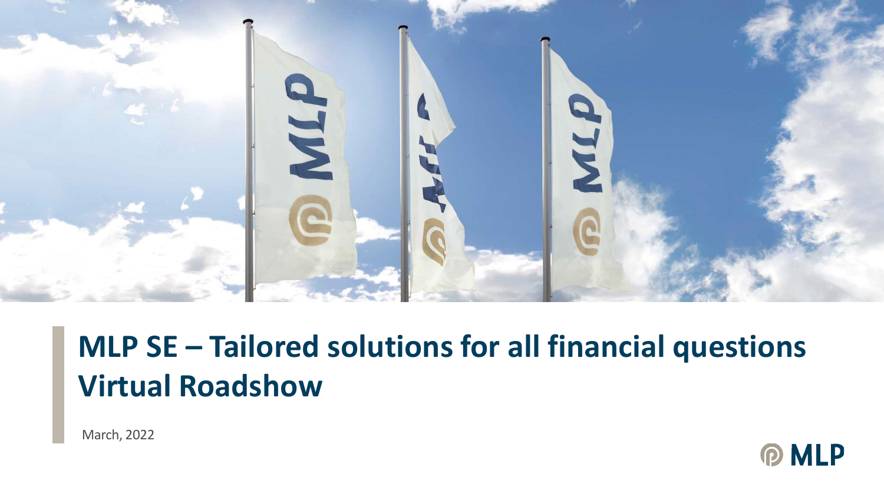# MLP SE – Tailored solutions for all financial questions
# Virtual Roadshow

March, 2022

MLP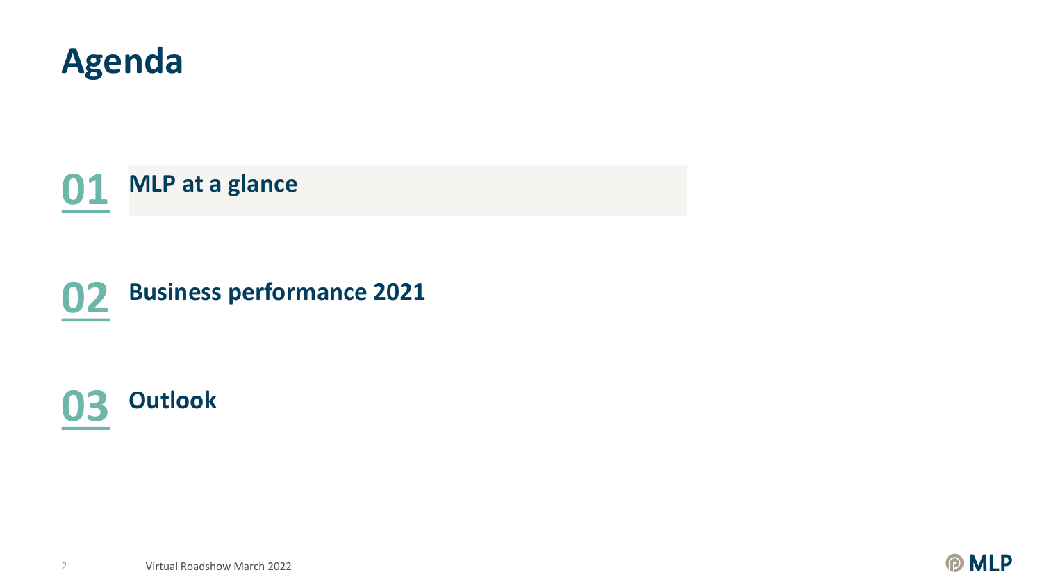# Agenda

**01** MLP at a glance

**02** Business performance 2021

**03** Outlook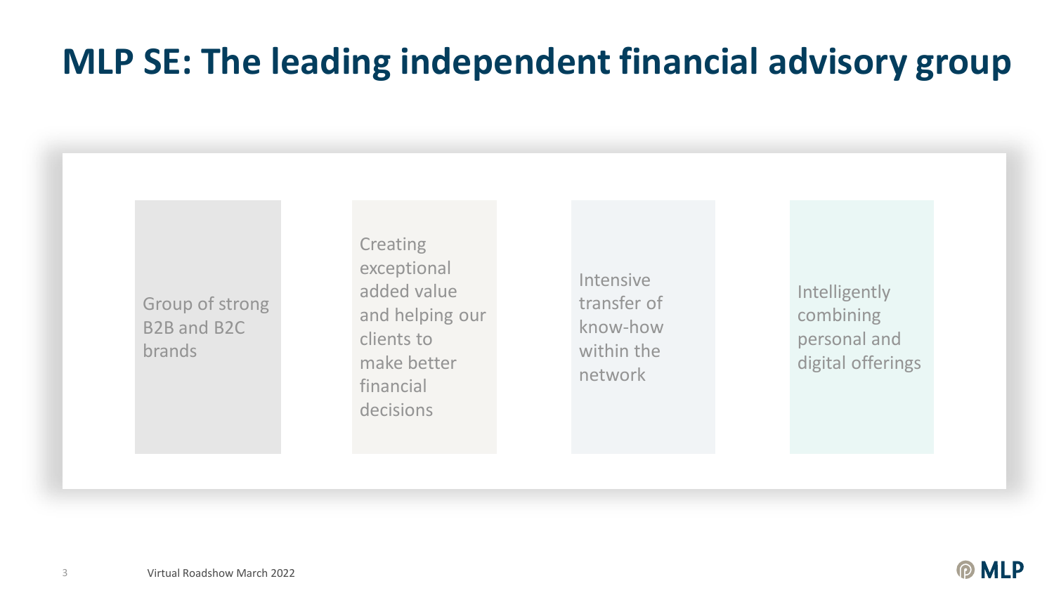# MLP SE: The leading independent financial advisory group

- Group of strong B2B and B2C brands
- Creating exceptional added value and helping our clients to make better financial decisions
- Intensive transfer of know-how within the network
- Intelligently combining personal and digital offerings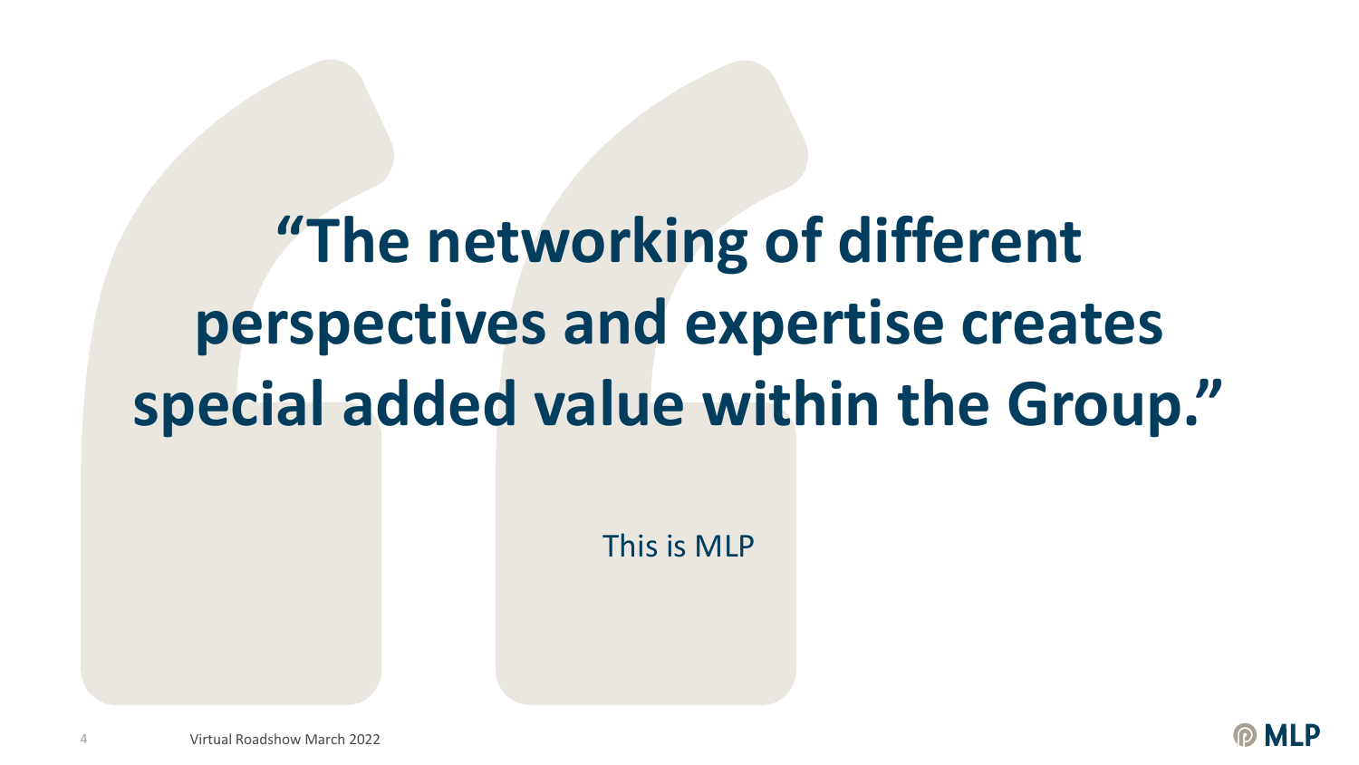# “The networking of different perspectives and expertise creates special added value within the Group.”

This is MLP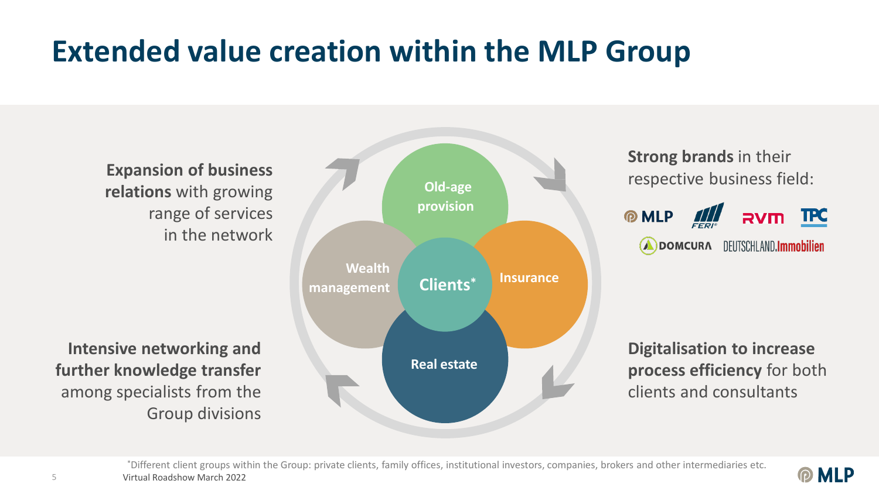# Extended value creation within the MLP Group

**Expansion of business relations** with growing range of services in the network

**Intensive networking and further knowledge transfer** among specialists from the Group divisions

Old-age provision

Wealth management

Clients*

Insurance

Real estate

**Strong brands** in their respective business field:

MLP, FERI, RVM, TPC, DOMCURA, DEUTSCHLAND.Immobilien

**Digitalisation to increase process efficiency** for both clients and consultants

*Different client groups within the Group: private clients, family offices, institutional investors, companies, brokers and other intermediaries etc.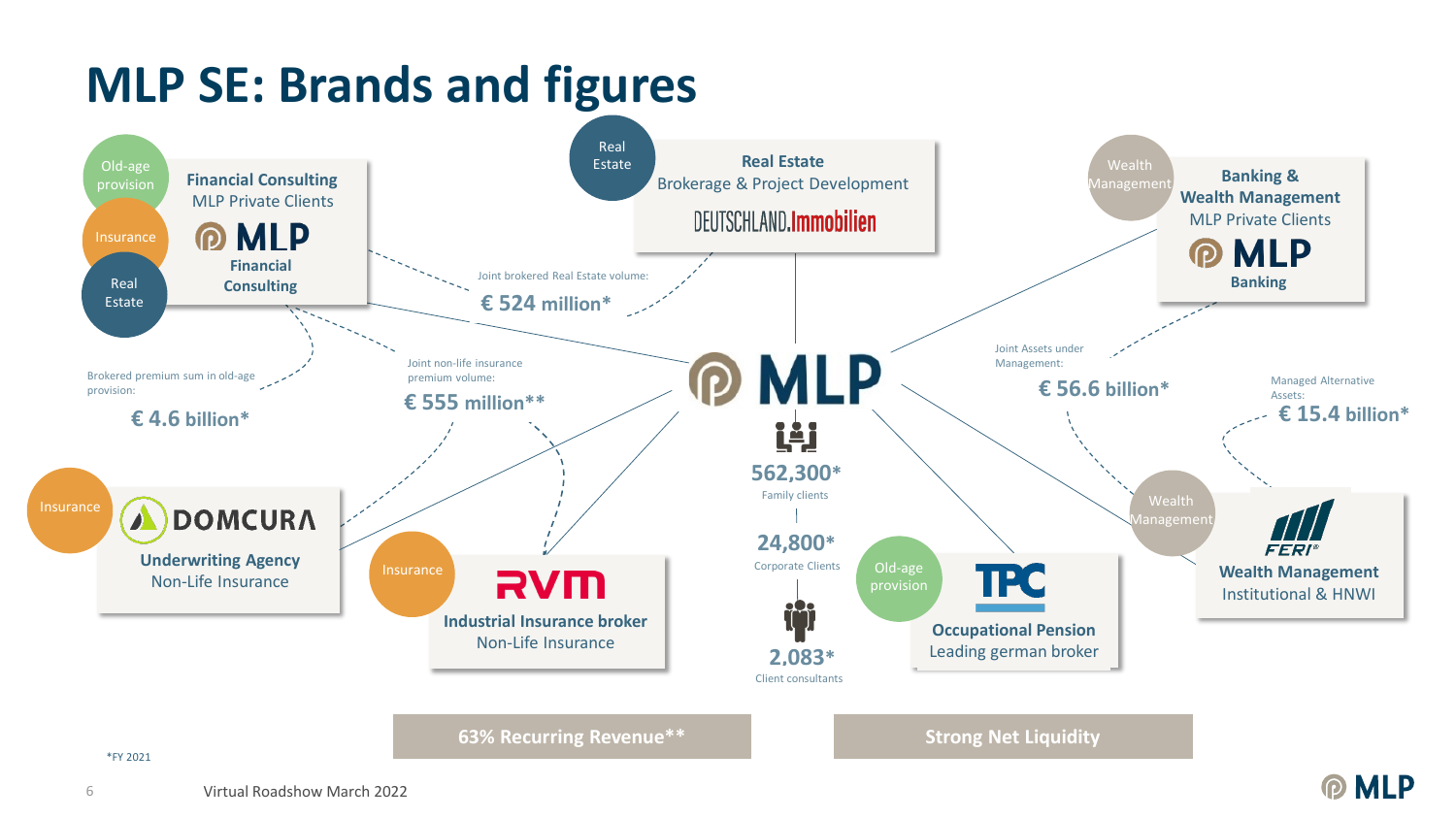# MLP SE: Brands and figures

**Financial Consulting**
MLP Private Clients
MLP Financial Consulting
(Old-age provision, Insurance, Real Estate)

**Real Estate**
Brokerage & Project Development
DEUTSCHLAND.Immobilien
(Real Estate)

**Banking & Wealth Management**
MLP Private Clients
MLP Banking
(Wealth Management)

**DOMCURA**
Underwriting Agency
Non-Life Insurance
(Insurance)

**RVM**
Industrial Insurance broker
Non-Life Insurance
(Insurance)

**TPC**
Occupational Pension
Leading german broker
(Old-age provision)

**FERI**
Wealth Management
Institutional & HNWI
(Wealth Management)

Joint brokered Real Estate volume: **€ 524 million***

Brokered premium sum in old-age provision: **€ 4.6 billion***

Joint non-life insurance premium volume: **€ 555 million****

Joint Assets under Management: **€ 56.6 billion***

Managed Alternative Assets: **€ 15.4 billion***

**MLP**

**562,300*** Family clients

**24,800*** Corporate Clients

**2.083*** Client consultants

**63% Recurring Revenue****

**Strong Net Liquidity**

*FY 2021

Virtual Roadshow March 2022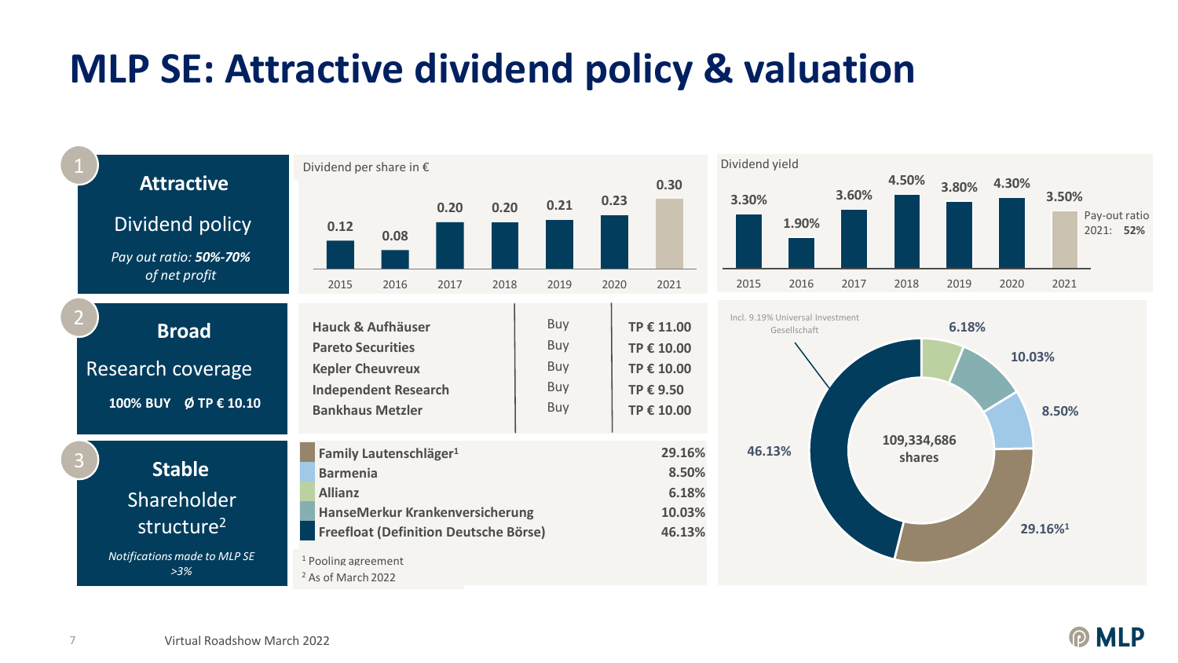# MLP SE: Attractive dividend policy & valuation

## 1 Attractive

Dividend policy

*Pay out ratio: **50%-70%** of net profit*

Dividend per share in €

| 2015 | 2016 | 2017 | 2018 | 2019 | 2020 | 2021 |
|---|---|---|---|---|---|---|
| 0.12 | 0.08 | 0.20 | 0.20 | 0.21 | 0.23 | 0.30 |

Dividend yield

| 2015 | 2016 | 2017 | 2018 | 2019 | 2020 | 2021 |
|---|---|---|---|---|---|---|
| 3.30% | 1.90% | 3.60% | 4.50% | 3.80% | 4.30% | 3.50% |

Pay-out ratio 2021: **52%**

## 2 Broad

Research coverage

**100% BUY Ø TP € 10.10**

| | | |
|---|---|---|
| **Hauck & Aufhäuser** | Buy | **TP € 11.00** |
| **Pareto Securities** | Buy | **TP € 10.00** |
| **Kepler Cheuvreux** | Buy | **TP € 10.00** |
| **Independent Research** | Buy | **TP € 9.50** |
| **Bankhaus Metzler** | Buy | **TP € 10.00** |

## 3 Stable

Shareholder structure[2]

*Notifications made to MLP SE >3%*

| Shareholder | Share |
|---|---|
| **Family Lautenschläger[1]** | **29.16%** |
| **Barmenia** | **8.50%** |
| **Allianz** | **6.18%** |
| **HanseMerkur Krankenversicherung** | **10.03%** |
| **Freefloat (Definition Deutsche Börse)** | **46.13%** |

[1] Pooling agreement
[2] As of March 2022

**109,334,686 shares**

Incl. 9.19% Universal Investment Gesellschaft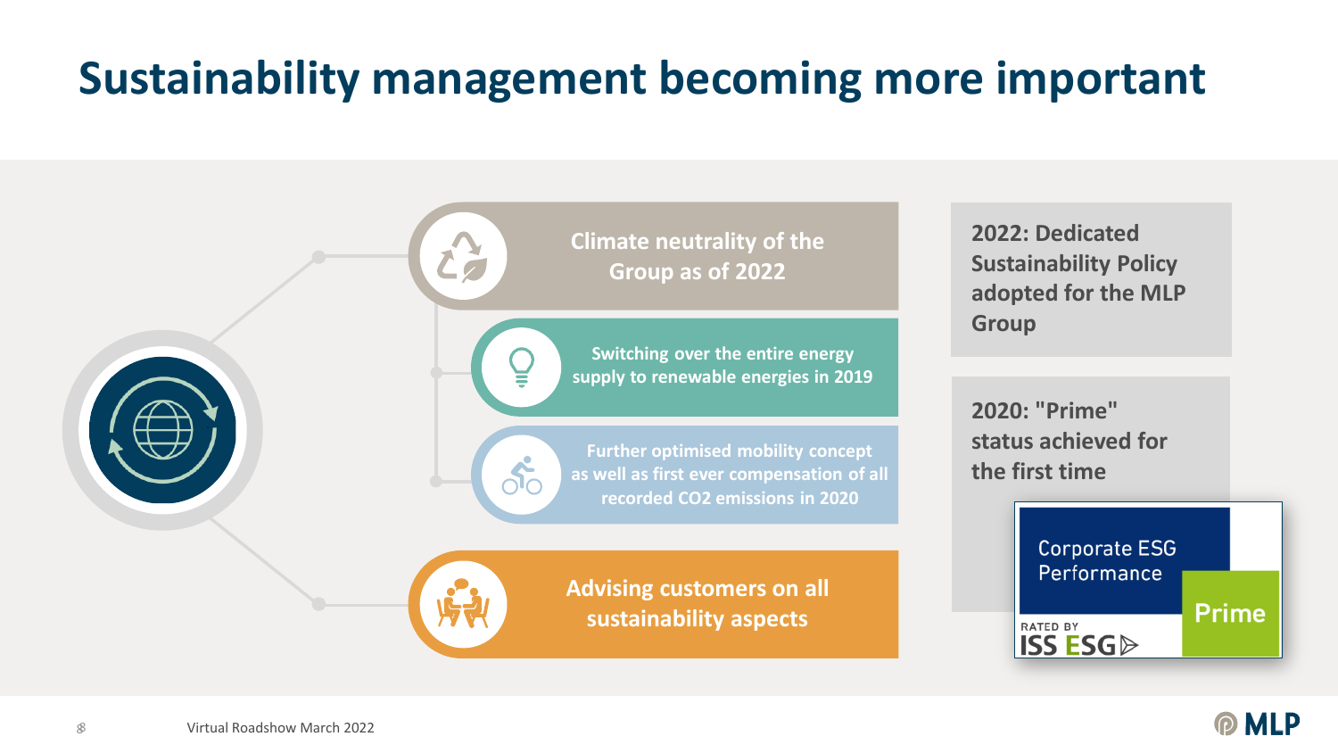# Sustainability management becoming more important

- **Climate neutrality of the Group as of 2022**
  - **Switching over the entire energy supply to renewable energies in 2019**
  - **Further optimised mobility concept as well as first ever compensation of all recorded $CO_2$ emissions in 2020**
- **Advising customers on all sustainability aspects**

**2022: Dedicated Sustainability Policy adopted for the MLP Group**

**2020: "Prime" status achieved for the first time**

Corporate ESG Performance
RATED BY ISS ESG
Prime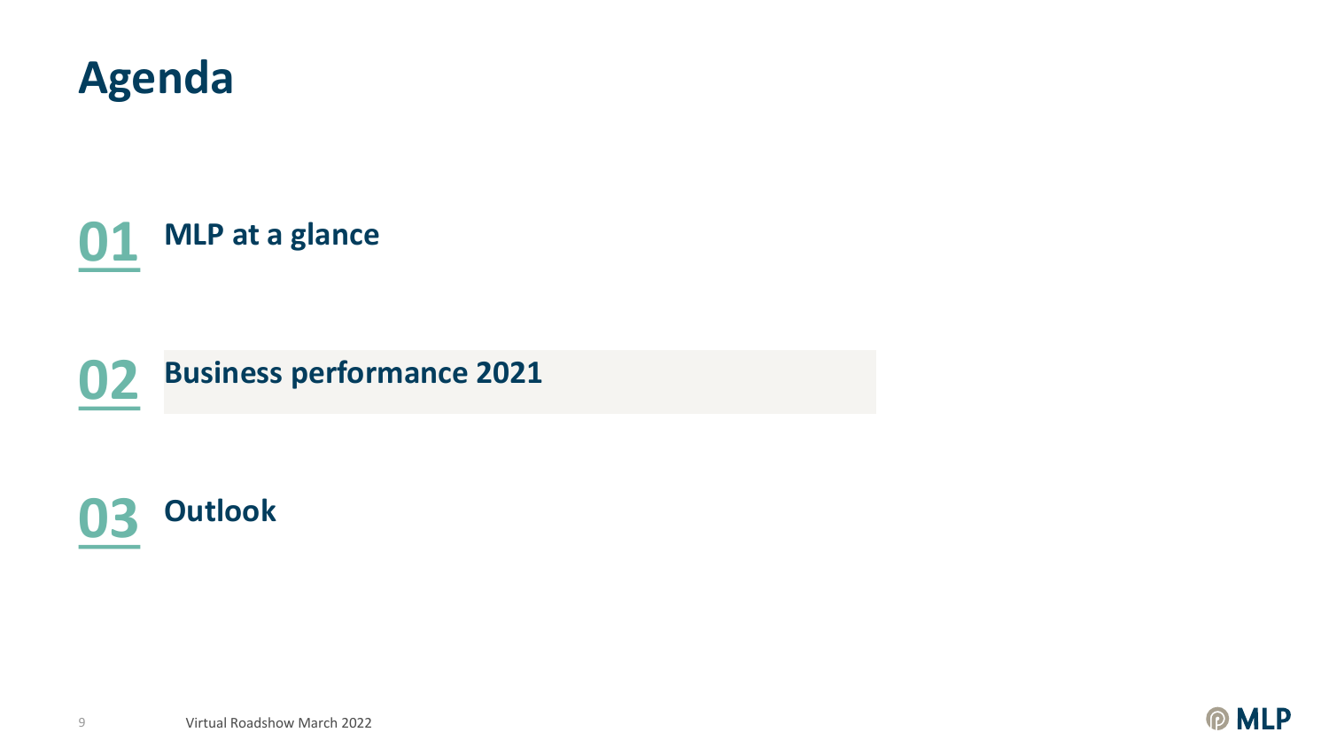# Agenda

**01** **MLP at a glance**

**02** **Business performance 2021**

**03** **Outlook**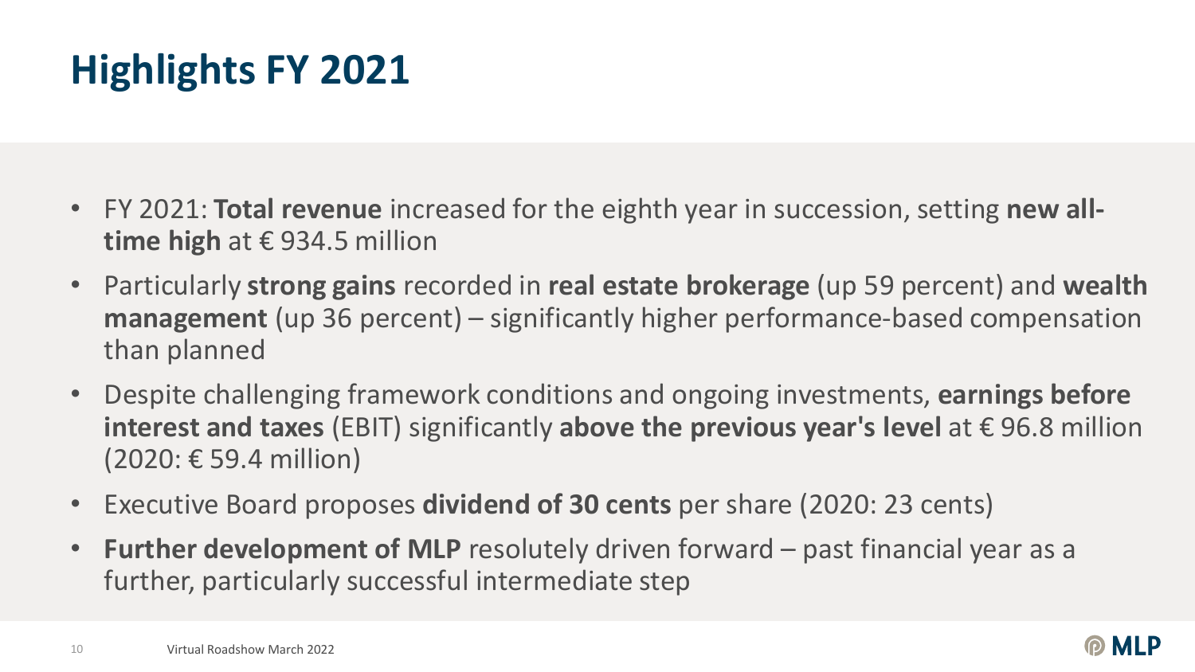# Highlights FY 2021

- FY 2021: **Total revenue** increased for the eighth year in succession, setting **new all-time high** at € 934.5 million
- Particularly **strong gains** recorded in **real estate brokerage** (up 59 percent) and **wealth management** (up 36 percent) – significantly higher performance-based compensation than planned
- Despite challenging framework conditions and ongoing investments, **earnings before interest and taxes** (EBIT) significantly **above the previous year's level** at € 96.8 million (2020: € 59.4 million)
- Executive Board proposes **dividend of 30 cents** per share (2020: 23 cents)
- **Further development of MLP** resolutely driven forward – past financial year as a further, particularly successful intermediate step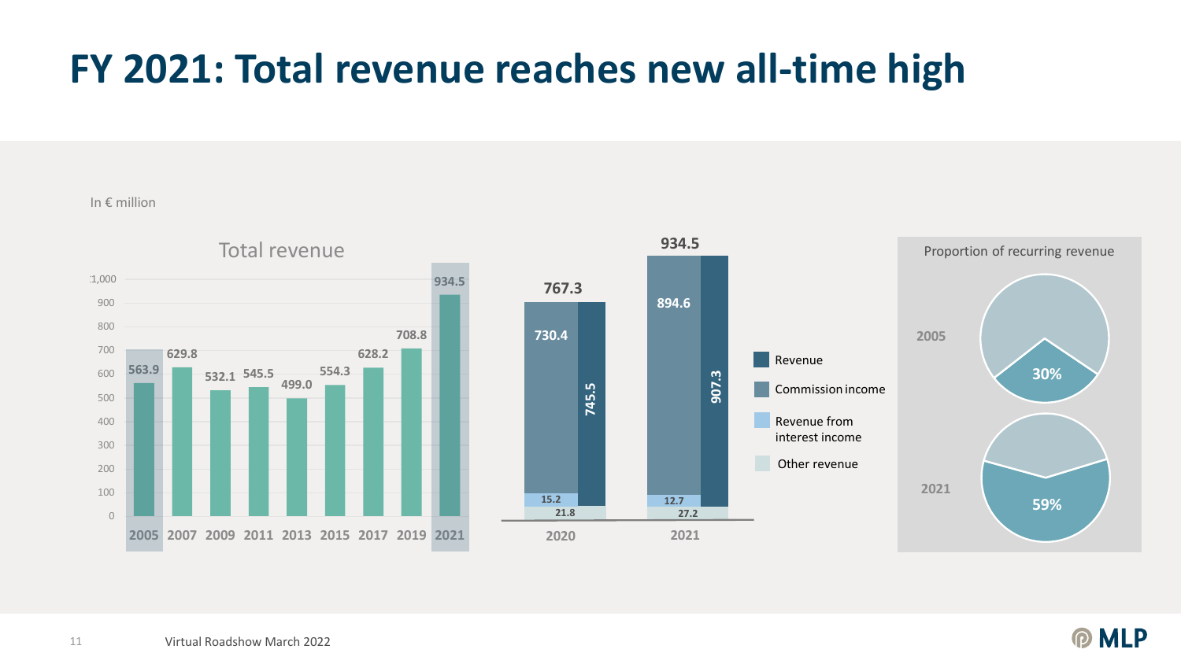# FY 2021: Total revenue reaches new all-time high

In € million

**Total revenue**

| 2005 | 2007 | 2009 | 2011 | 2013 | 2015 | 2017 | 2019 | 2021 |
|---|---|---|---|---|---|---|---|---|
| 563.9 | 629.8 | 532.1 | 545.5 | 499.0 | 554.3 | 628.2 | 708.8 | 934.5 |

| | 2020 | 2021 |
|---|---|---|
| Total | 767.3 | 934.5 |
| Commission income | 730.4 | 894.6 |
| Revenue from interest income | 15.2 | 12.7 |
| Other revenue | 21.8 | 27.2 |
| Revenue | 745.5 | 907.3 |

**Proportion of recurring revenue**

| 2005 | 2021 |
|---|---|
| 30% | 59% |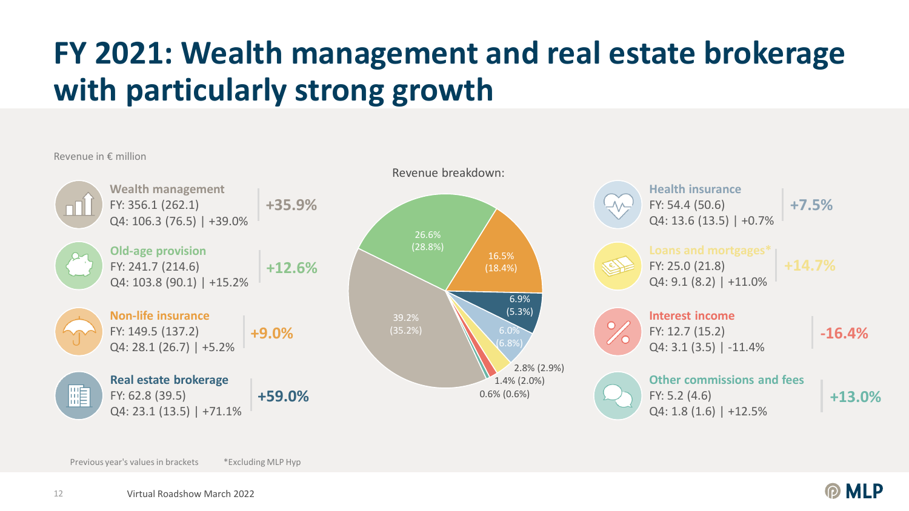# FY 2021: Wealth management and real estate brokerage with particularly strong growth

Revenue in € million

**Wealth management**
FY: 356.1 (262.1)
Q4: 106.3 (76.5) | +39.0%
**+35.9%**

**Old-age provision**
FY: 241.7 (214.6)
Q4: 103.8 (90.1) | +15.2%
**+12.6%**

**Non-life insurance**
FY: 149.5 (137.2)
Q4: 28.1 (26.7) | +5.2%
**+9.0%**

**Real estate brokerage**
FY: 62.8 (39.5)
Q4: 23.1 (13.5) | +71.1%
**+59.0%**

Revenue breakdown:

- 39.2% (35.2%)
- 26.6% (28.8%)
- 16.5% (18.4%)
- 6.9% (5.3%)
- 6.0% (6.8%)
- 2.8% (2.9%)
- 1.4% (2.0%)
- 0.6% (0.6%)

**Health insurance**
FY: 54.4 (50.6)
Q4: 13.6 (13.5) | +0.7%
**+7.5%**

**Loans and mortgages***
FY: 25.0 (21.8)
Q4: 9.1 (8.2) | +11.0%
**+14.7%**

**Interest income**
FY: 12.7 (15.2)
Q4: 3.1 (3.5) | -11.4%
**-16.4%**

**Other commissions and fees**
FY: 5.2 (4.6)
Q4: 1.8 (1.6) | +12.5%
**+13.0%**

Previous year's values in brackets

*Excluding MLP Hyp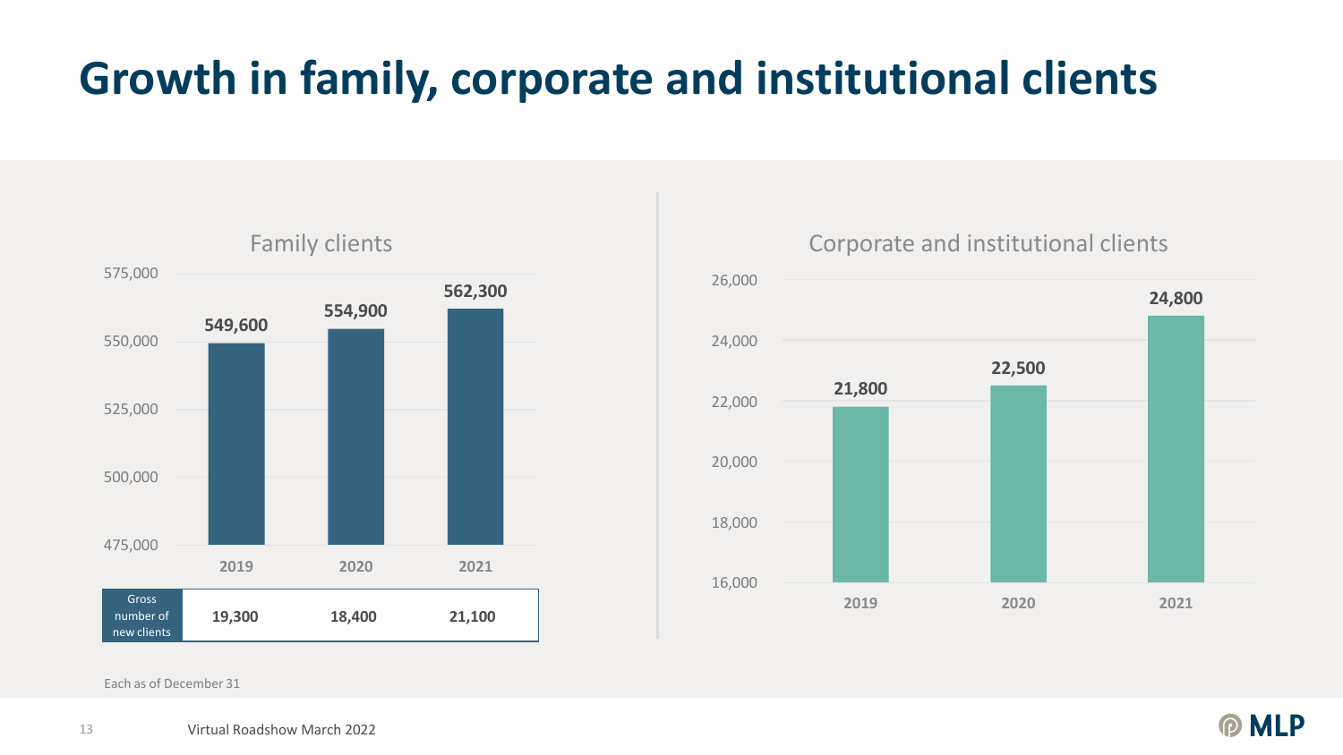# Growth in family, corporate and institutional clients

## Family clients

| | 2019 | 2020 | 2021 |
|---|---|---|---|
| Family clients | 549,600 | 554,900 | 562,300 |
| Gross number of new clients | 19,300 | 18,400 | 21,100 |

## Corporate and institutional clients

| | 2019 | 2020 | 2021 |
|---|---|---|---|
| Corporate and institutional clients | 21,800 | 22,500 | 24,800 |

Each as of December 31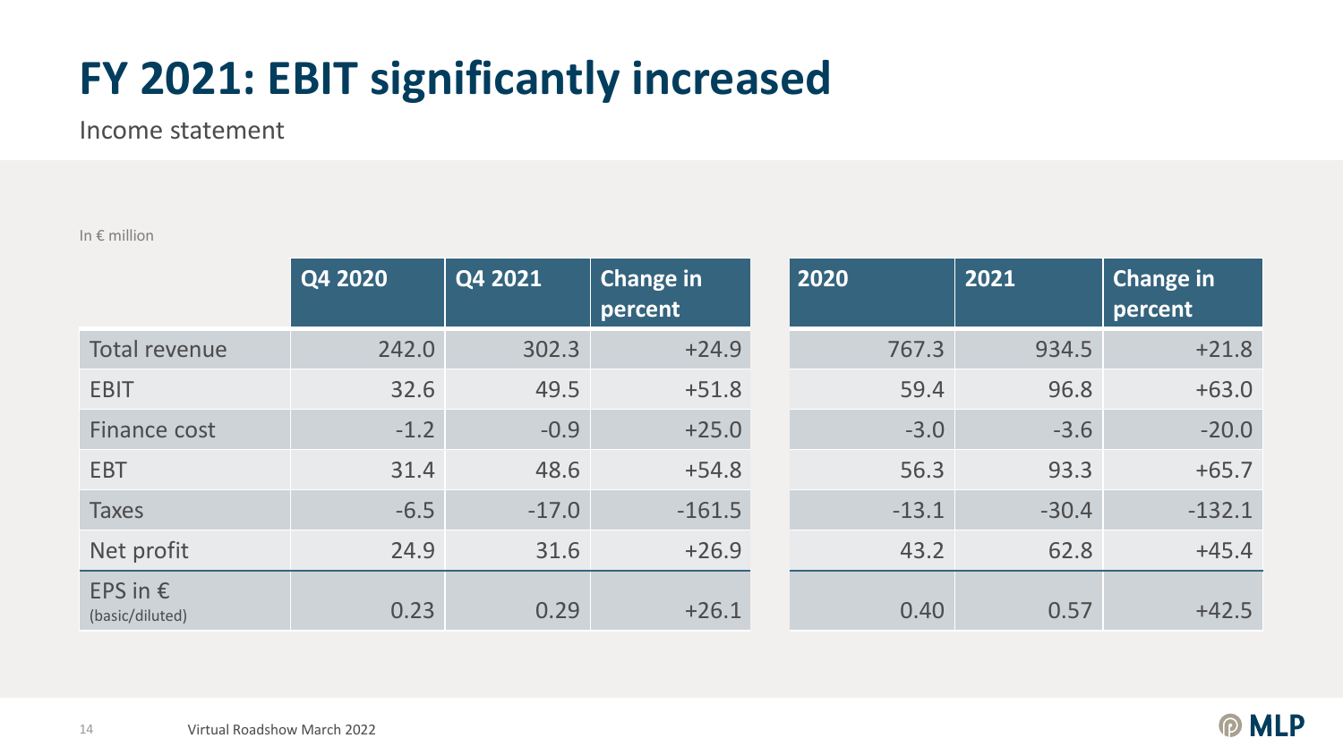# FY 2021: EBIT significantly increased

Income statement

In € million

| | Q4 2020 | Q4 2021 | Change in percent | 2020 | 2021 | Change in percent |
|---|---|---|---|---|---|---|
| Total revenue | 242.0 | 302.3 | +24.9 | 767.3 | 934.5 | +21.8 |
| EBIT | 32.6 | 49.5 | +51.8 | 59.4 | 96.8 | +63.0 |
| Finance cost | -1.2 | -0.9 | +25.0 | -3.0 | -3.6 | -20.0 |
| EBT | 31.4 | 48.6 | +54.8 | 56.3 | 93.3 | +65.7 |
| Taxes | -6.5 | -17.0 | -161.5 | -13.1 | -30.4 | -132.1 |
| Net profit | 24.9 | 31.6 | +26.9 | 43.2 | 62.8 | +45.4 |
| EPS in € (basic/diluted) | 0.23 | 0.29 | +26.1 | 0.40 | 0.57 | +42.5 |

Virtual Roadshow March 2022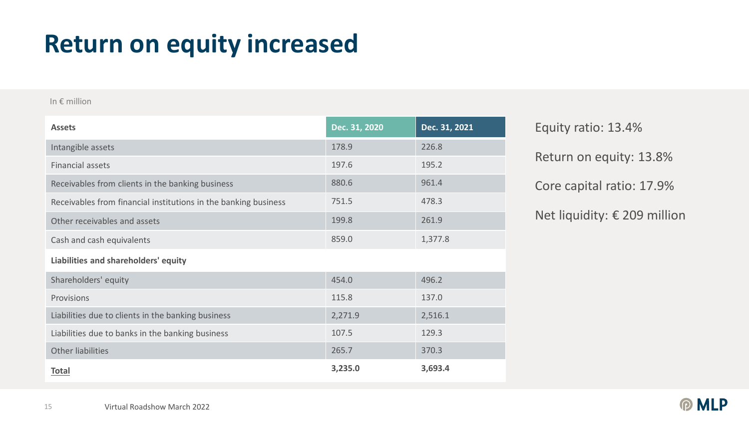# Return on equity increased

In € million

| Assets | Dec. 31, 2020 | Dec. 31, 2021 |
|---|---|---|
| Intangible assets | 178.9 | 226.8 |
| Financial assets | 197.6 | 195.2 |
| Receivables from clients in the banking business | 880.6 | 961.4 |
| Receivables from financial institutions in the banking business | 751.5 | 478.3 |
| Other receivables and assets | 199.8 | 261.9 |
| Cash and cash equivalents | 859.0 | 1,377.8 |
| **Liabilities and shareholders' equity** | | |
| Shareholders' equity | 454.0 | 496.2 |
| Provisions | 115.8 | 137.0 |
| Liabilities due to clients in the banking business | 2,271.9 | 2,516.1 |
| Liabilities due to banks in the banking business | 107.5 | 129.3 |
| Other liabilities | 265.7 | 370.3 |
| **Total** | **3,235.0** | **3,693.4** |

Equity ratio: 13.4%

Return on equity: 13.8%

Core capital ratio: 17.9%

Net liquidity: € 209 million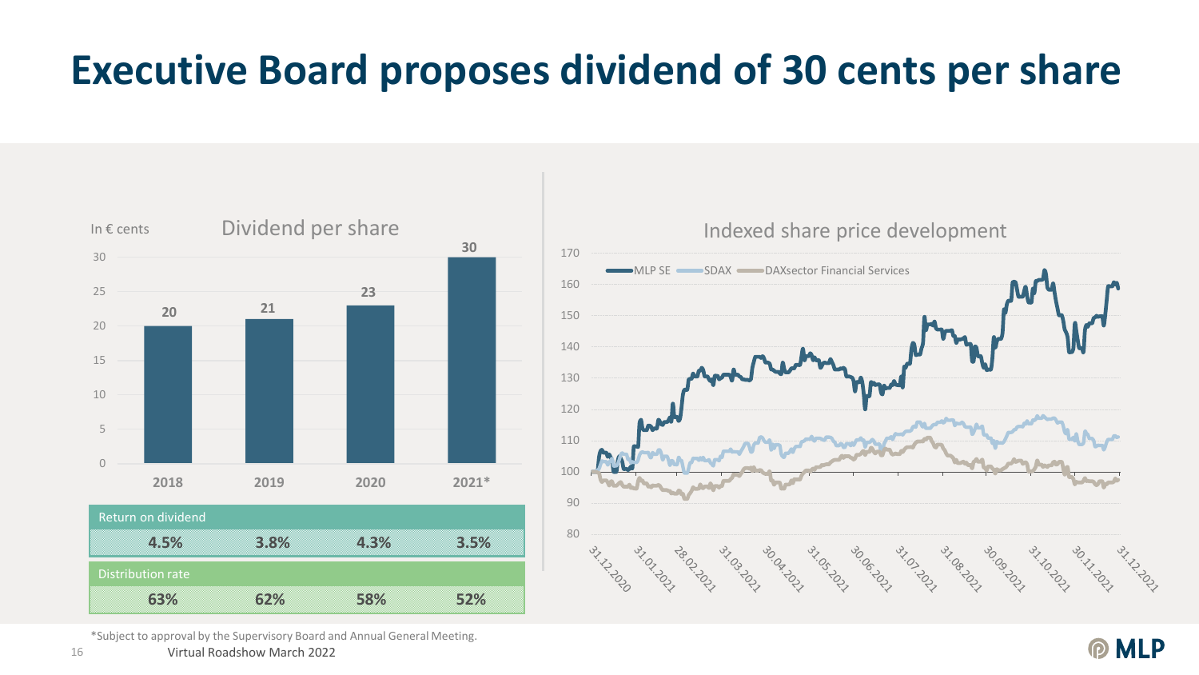# Executive Board proposes dividend of 30 cents per share

## Dividend per share

In € cents

| | 2018 | 2019 | 2020 | 2021* |
|---|---|---|---|---|
| Dividend per share | 20 | 21 | 23 | 30 |
| Return on dividend | 4.5% | 3.8% | 4.3% | 3.5% |
| Distribution rate | 63% | 62% | 58% | 52% |

## Indexed share price development

MLP SE, SDAX, DAXsector Financial Services

31.12.2020 – 31.12.2021

*Subject to approval by the Supervisory Board and Annual General Meeting.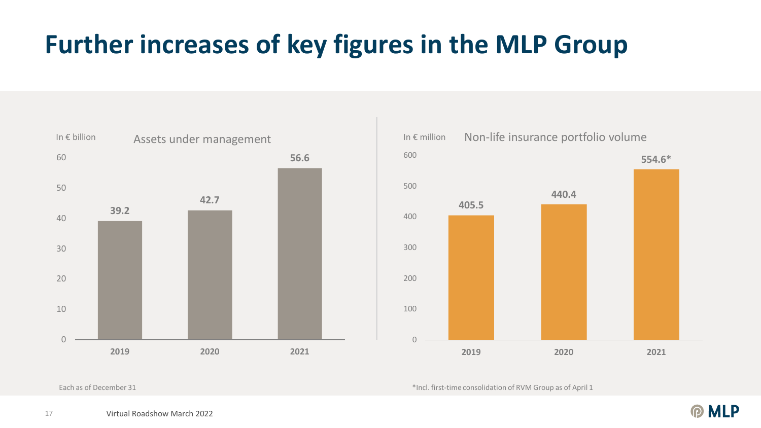# Further increases of key figures in the MLP Group

**Assets under management** (In € billion)

| | 2019 | 2020 | 2021 |
|---|---|---|---|
| Assets under management | 39.2 | 42.7 | 56.6 |

Each as of December 31

**Non-life insurance portfolio volume** (In € million)

| | 2019 | 2020 | 2021 |
|---|---|---|---|
| Non-life insurance portfolio volume | 405.5 | 440.4 | 554.6* |

*Incl. first-time consolidation of RVM Group as of April 1

Virtual Roadshow March 2022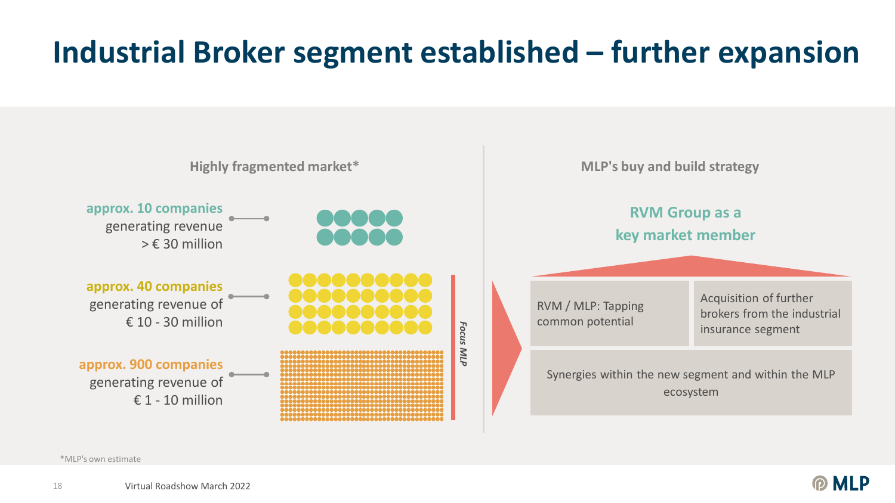# Industrial Broker segment established – further expansion

## Highly fragmented market*

**approx. 10 companies** generating revenue > € 30 million

**approx. 40 companies** generating revenue of € 10 - 30 million

**approx. 900 companies** generating revenue of € 1 - 10 million

*Focus MLP*

## MLP's buy and build strategy

**RVM Group as a key market member**

- RVM / MLP: Tapping common potential
- Acquisition of further brokers from the industrial insurance segment
- Synergies within the new segment and within the MLP ecosystem

*MLP's own estimate

Virtual Roadshow March 2022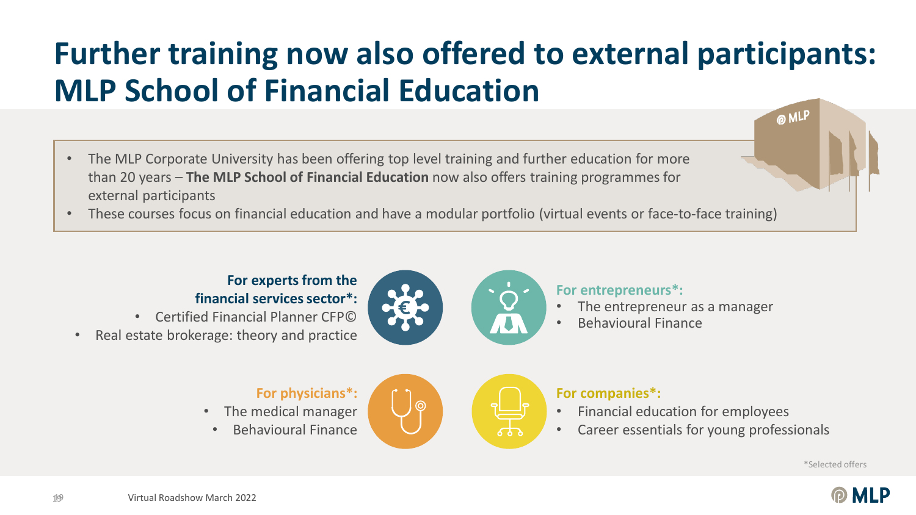# Further training now also offered to external participants: MLP School of Financial Education

- The MLP Corporate University has been offering top level training and further education for more than 20 years – **The MLP School of Financial Education** now also offers training programmes for external participants
- These courses focus on financial education and have a modular portfolio (virtual events or face-to-face training)

**For experts from the financial services sector*:**

- Certified Financial Planner CFP©
- Real estate brokerage: theory and practice

**For entrepreneurs*:**

- The entrepreneur as a manager
- Behavioural Finance

**For physicians*:**

- The medical manager
- Behavioural Finance

**For companies*:**

- Financial education for employees
- Career essentials for young professionals

*Selected offers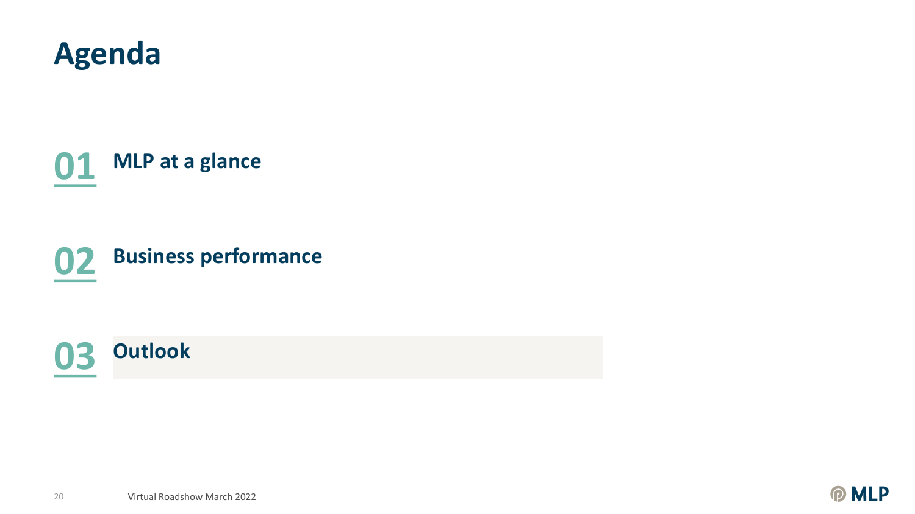# Agenda

**01** **MLP at a glance**

**02** **Business performance**

**03** **Outlook**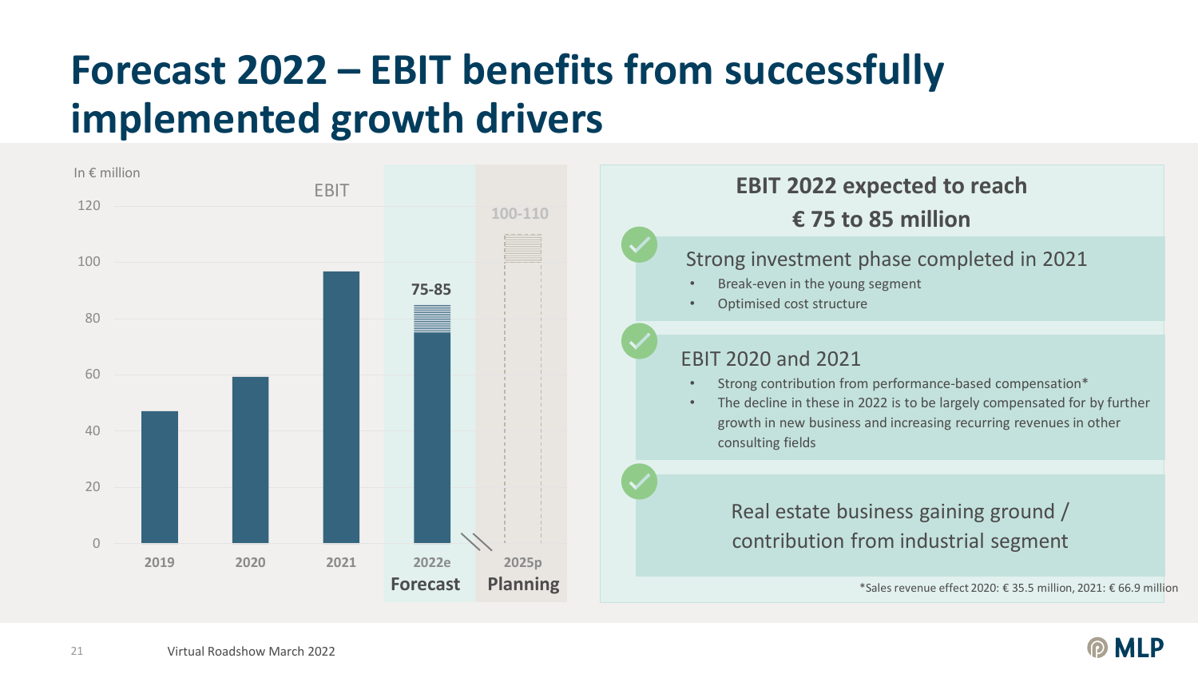# Forecast 2022 – EBIT benefits from successfully implemented growth drivers

In € million

EBIT

| Year | EBIT |
|---|---|
| 2019 | ~47 |
| 2020 | ~59 |
| 2021 | ~97 |
| 2022e Forecast | 75-85 |
| 2025p Planning | 100-110 |

**EBIT 2022 expected to reach € 75 to 85 million**

Strong investment phase completed in 2021

- Break-even in the young segment
- Optimised cost structure

EBIT 2020 and 2021

- Strong contribution from performance-based compensation*
- The decline in these in 2022 is to be largely compensated for by further growth in new business and increasing recurring revenues in other consulting fields

Real estate business gaining ground / contribution from industrial segment

*Sales revenue effect 2020: € 35.5 million, 2021: € 66.9 million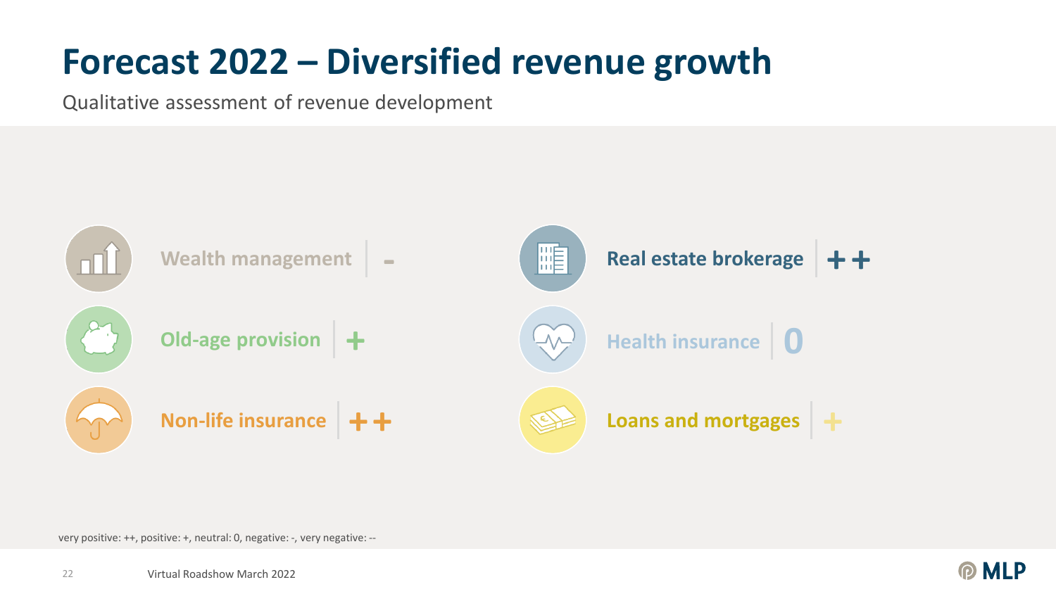# Forecast 2022 – Diversified revenue growth

Qualitative assessment of revenue development

| Segment | Assessment |
| --- | --- |
| Wealth management | - |
| Old-age provision | + |
| Non-life insurance | ++ |
| Real estate brokerage | ++ |
| Health insurance | 0 |
| Loans and mortgages | + |

very positive: ++, positive: +, neutral: 0, negative: -, very negative: --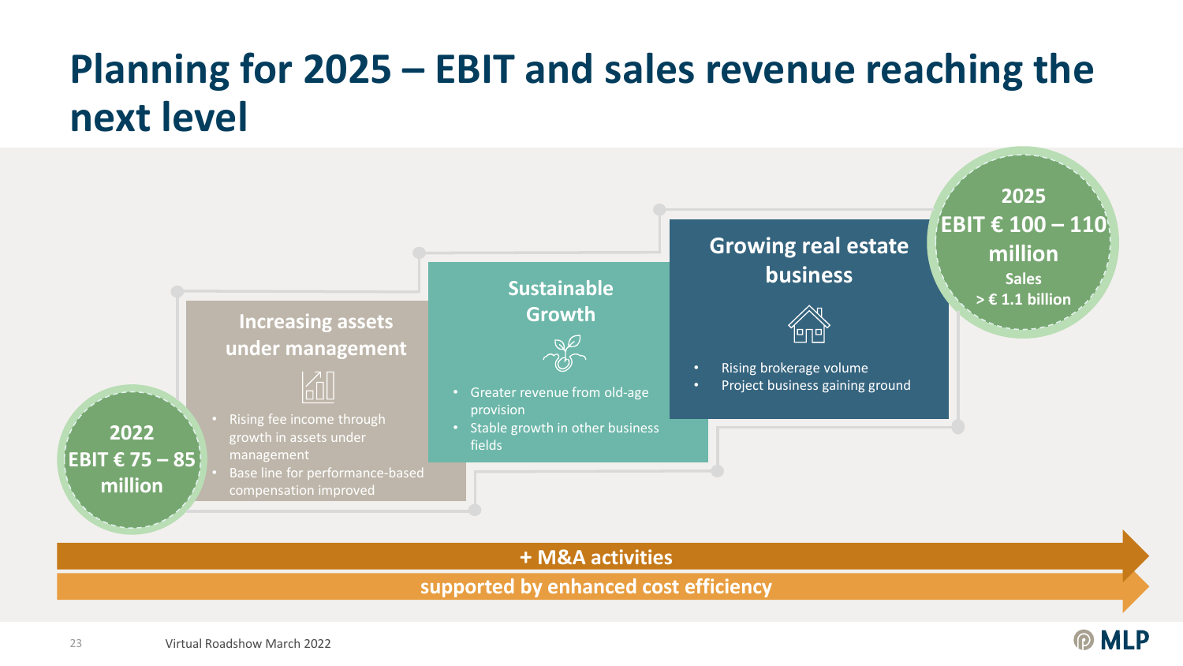# Planning for 2025 – EBIT and sales revenue reaching the next level

**2022**
**EBIT € 75 – 85 million**

### Increasing assets under management

- Rising fee income through growth in assets under management
- Base line for performance-based compensation improved

### Sustainable Growth

- Greater revenue from old-age provision
- Stable growth in other business fields

### Growing real estate business

- Rising brokerage volume
- Project business gaining ground

**2025**
**EBIT € 100 – 110 million**
**Sales > € 1.1 billion**

**+ M&A activities**

**supported by enhanced cost efficiency**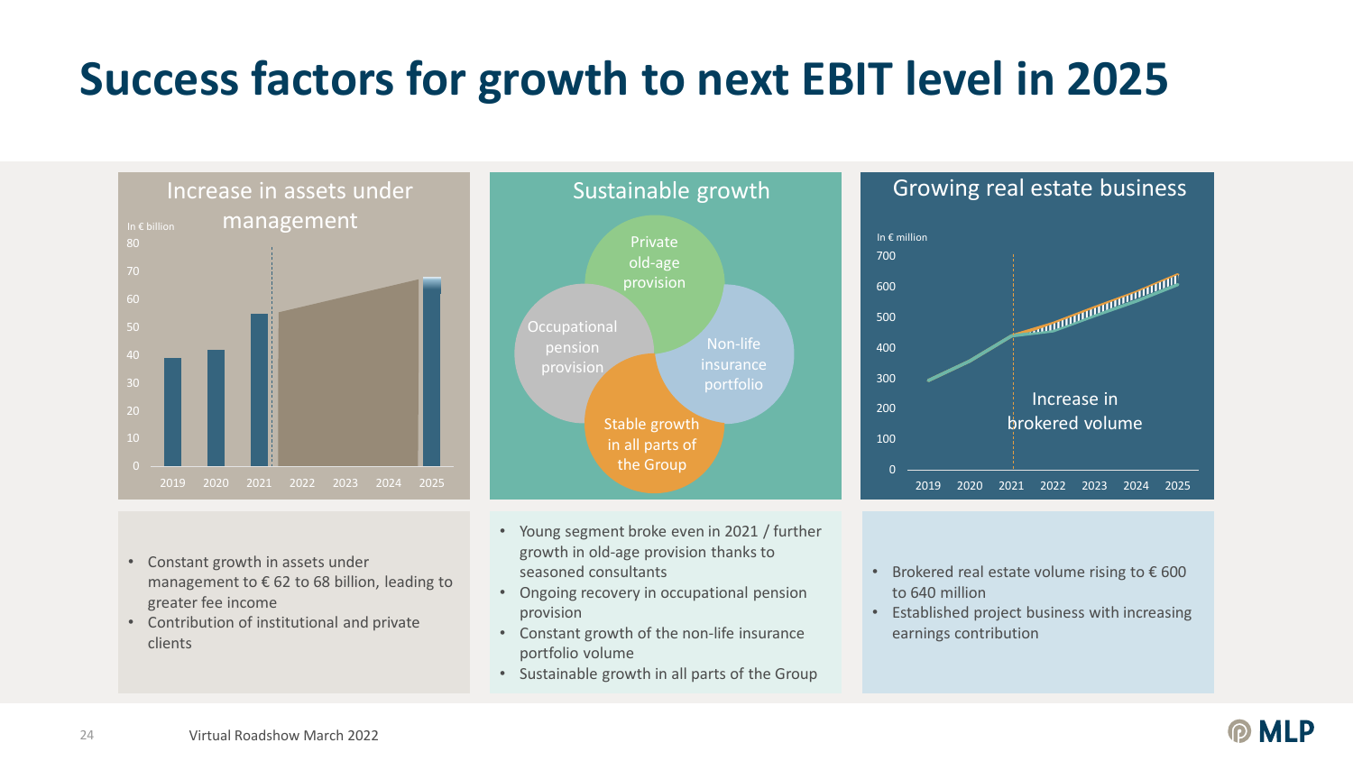# Success factors for growth to next EBIT level in 2025

## Increase in assets under management

In € billion

2019 2020 2021 2022 2023 2024 2025

- Constant growth in assets under management to € 62 to 68 billion, leading to greater fee income
- Contribution of institutional and private clients

## Sustainable growth

Private old-age provision

Occupational pension provision

Non-life insurance portfolio

Stable growth in all parts of the Group

- Young segment broke even in 2021 / further growth in old-age provision thanks to seasoned consultants
- Ongoing recovery in occupational pension provision
- Constant growth of the non-life insurance portfolio volume
- Sustainable growth in all parts of the Group

## Growing real estate business

In € million

Increase in brokered volume

2019 2020 2021 2022 2023 2024 2025

- Brokered real estate volume rising to € 600 to 640 million
- Established project business with increasing earnings contribution

Virtual Roadshow March 2022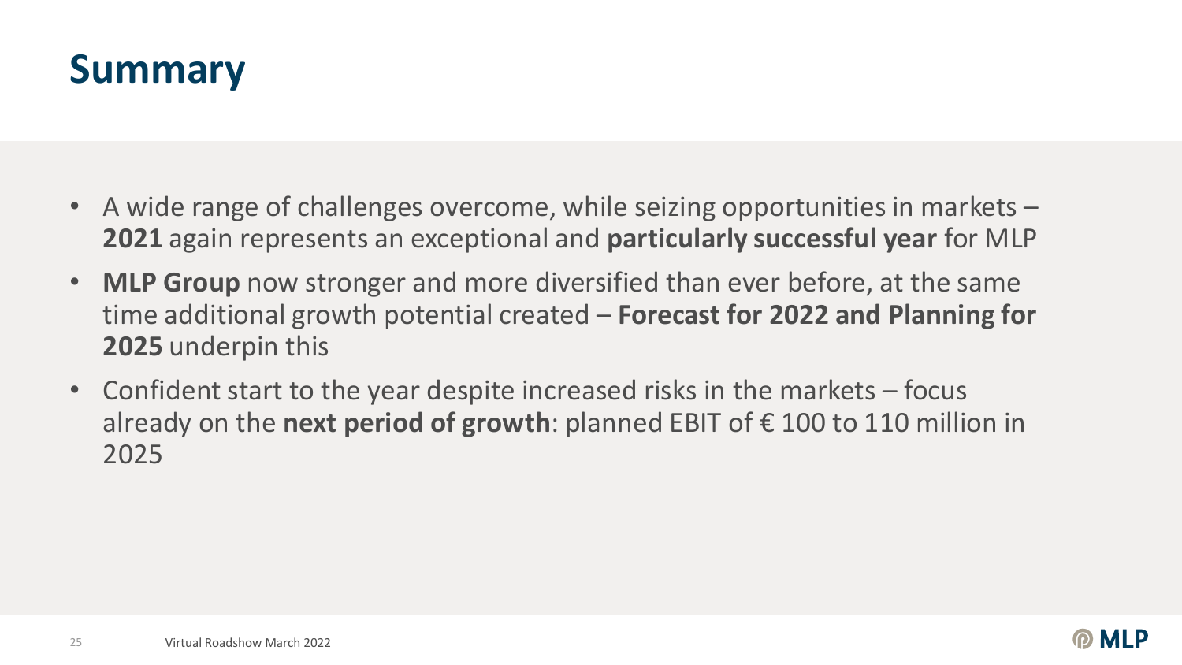# Summary

- A wide range of challenges overcome, while seizing opportunities in markets – **2021** again represents an exceptional and **particularly successful year** for MLP
- **MLP Group** now stronger and more diversified than ever before, at the same time additional growth potential created – **Forecast for 2022 and Planning for 2025** underpin this
- Confident start to the year despite increased risks in the markets – focus already on the **next period of growth**: planned EBIT of € 100 to 110 million in 2025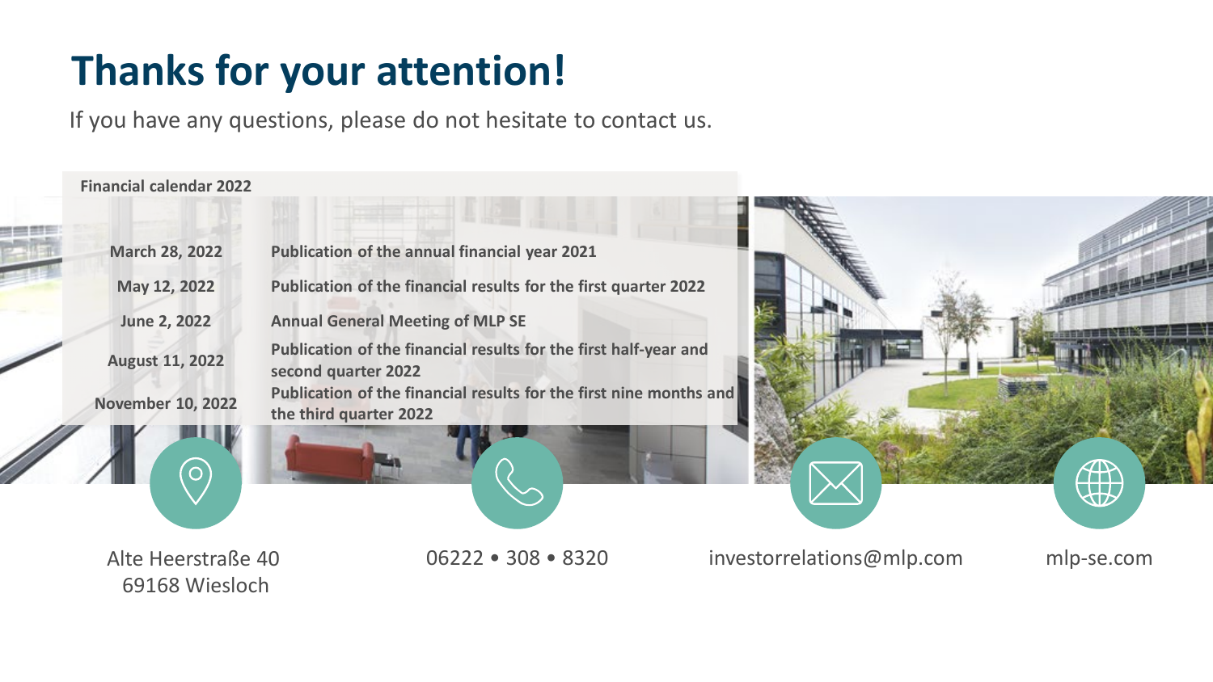# Thanks for your attention!

If you have any questions, please do not hesitate to contact us.

**Financial calendar 2022**

| | |
|---|---|
| **March 28, 2022** | **Publication of the annual financial year 2021** |
| **May 12, 2022** | **Publication of the financial results for the first quarter 2022** |
| **June 2, 2022** | **Annual General Meeting of MLP SE** |
| **August 11, 2022** | **Publication of the financial results for the first half-year and second quarter 2022** |
| **November 10, 2022** | **Publication of the financial results for the first nine months and the third quarter 2022** |

Alte Heerstraße 40
69168 Wiesloch

06222 • 308 • 8320

investorrelations@mlp.com

mlp-se.com